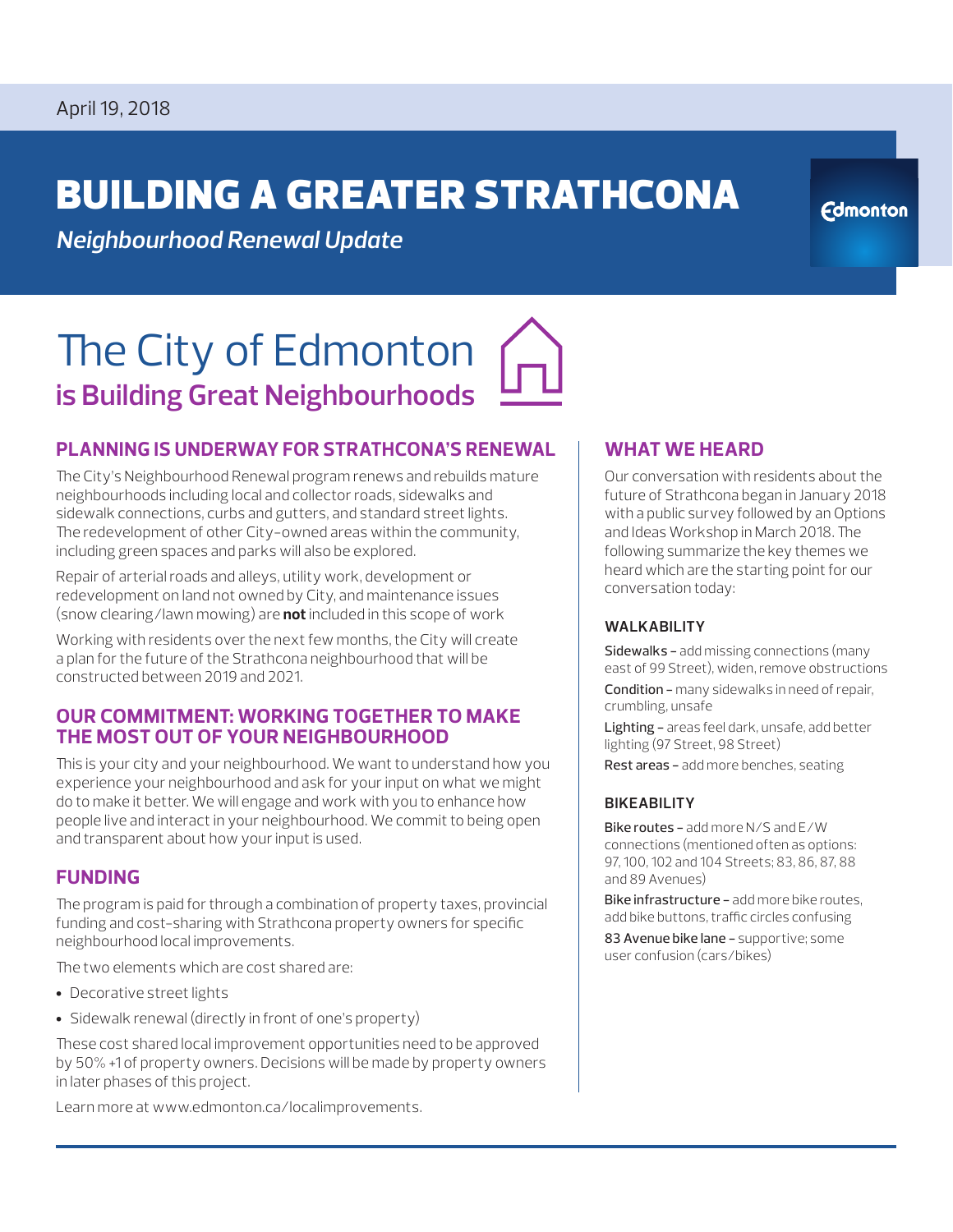April 19, 2018

# BUILDING A GREATER STRATHCONA

*Neighbourhood Renewal Update*

Edmonton

## The City of Edmonton is Building Great Neighbourhoods

### PLANNING IS UNDERWAY FOR STRATHCONA'S RENEWAL

The City's Neighbourhood Renewal program renews and rebuilds mature neighbourhoods including local and collector roads, sidewalks and sidewalk connections, curbs and gutters, and standard street lights. The redevelopment of other City-owned areas within the community, including green spaces and parks will also be explored.

Repair of arterial roads and alleys, utility work, development or redevelopment on land not owned by City, and maintenance issues (snow clearing/lawn mowing) are **not** included in this scope of work

Working with residents over the next few months, the City will create a plan for the future of the Strathcona neighbourhood that will be constructed between 2019 and 2021.

### OUR COMMITMENT: WORKING TOGETHER TO MAKE THE MOST OUT OF YOUR NEIGHBOURHOOD

This is your city and your neighbourhood. We want to understand how you experience your neighbourhood and ask for your input on what we might do to make it better. We will engage and work with you to enhance how people live and interact in your neighbourhood. We commit to being open and transparent about how your input is used.

### FUNDING

The program is paid for through a combination of property taxes, provincial funding and cost-sharing with Strathcona property owners for specific neighbourhood local improvements.

The two elements which are cost shared are:

- Decorative street lights
- Sidewalk renewal (directly in front of one's property)

These cost shared local improvement opportunities need to be approved by 50% +1 of property owners. Decisions will be made by property owners in later phases of this project.

Learn more at www.edmonton.ca/localimprovements.

### WHAT WE HEARD

Our conversation with residents about the future of Strathcona began in January 2018 with a public survey followed by an Options and Ideas Workshop in March 2018. The following summarize the key themes we heard which are the starting point for our conversation today:

#### WALKABILITY

Sidewalks – add missing connections (many east of 99 Street), widen, remove obstructions

Condition – many sidewalks in need of repair, crumbling, unsafe

Lighting – areas feel dark, unsafe, add better lighting (97 Street, 98 Street)

Rest areas – add more benches, seating

#### BIKEABILITY

Bike routes – add more N/S and E/W connections (mentioned often as options: 97, 100, 102 and 104 Streets; 83, 86, 87, 88 and 89 Avenues)

Bike infrastructure – add more bike routes, add bike buttons, traffic circles confusing

83 Avenue bike lane – supportive; some user confusion (cars/bikes)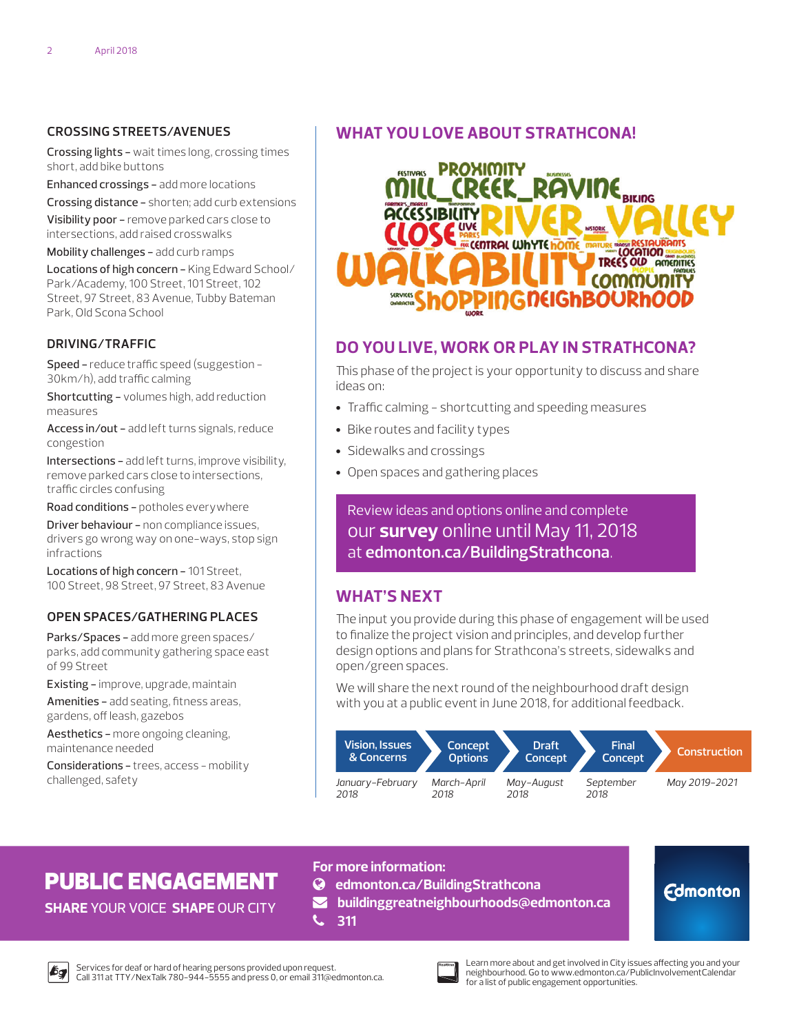## CROSSING STREETS/AVENUES

Crossing lights – wait times long, crossing times short, add bike buttons

Enhanced crossings – add more locations

Crossing distance – shorten; add curb extensions

Visibility poor – remove parked cars close to intersections, add raised crosswalks

Mobility challenges – add curb ramps

Locations of high concern – King Edward School/Park/Academy, 100 Street, 101 Street, 102 Street, 97 Street, 83 Avenue, Tubby Bateman Park, Old Scona School

## DRIVING/TRAFFIC

Speed – reduce traffic speed (suggestion – 30km/h), add traffic calming

Shortcutting – volumes high, add reduction measures

Access in/out – add left turns signals, reduce congestion

Intersections – add left turns, improve visibility, remove parked cars close to intersections, traffic circles confusing

Road conditions – potholes everywhere

Driver behaviour – non compliance issues, drivers go wrong way on one-ways, stop sign infractions

Locations of high concern – 101 Street, 100 Street, 98 Street, 97 Street, 83 Avenue

## OPEN SPACES/GATHERING PLACES

Parks/Spaces – add more green spaces/parks, add community gathering space east of 99 Street

Existing – improve, upgrade, maintain

Amenities – add seating, fitness areas, gardens, off leash, gazebos

Aesthetics – more ongoing cleaning, maintenance needed

Considerations – trees, access – mobility challenged, safety

## WHAT YOU LOVE ABOUT STRATHCONA!

FESTIVALS PROXIMITY BUSINESSES
MILL_CREEK_RAVINE BIKING
FARMER'S_MARKET ACCESSIBILITY RIVER_VALLEY
CLOSE LIVE PARKS HISTORIC
CENTRAL WHYTE HOME MATURE TRANSIT RESTAURANTS
WALKABILITY TREES OLD LOCATION AMENITIES PEOPLE FAMILIES
COMMUNITY
SERVICES CHARACTER SHOPPING NEIGHBOURHOOD
WORK

## DO YOU LIVE, WORK OR PLAY IN STRATHCONA?

This phase of the project is your opportunity to discuss and share ideas on:

- Traffic calming – shortcutting and speeding measures
- Bike routes and facility types
- Sidewalks and crossings
- Open spaces and gathering places

Review ideas and options online and complete our **survey** online until May 11, 2018 at **edmonton.ca/BuildingStrathcona**.

## WHAT'S NEXT

The input you provide during this phase of engagement will be used to finalize the project vision and principles, and develop further design options and plans for Strathcona's streets, sidewalks and open/green spaces.

We will share the next round of the neighbourhood draft design with you at a public event in June 2018, for additional feedback.

| Vision, Issues & Concerns | Concept Options | Draft Concept | Final Concept | Construction |
|---|---|---|---|---|
| *January–February 2018* | *March–April 2018* | *May–August 2018* | *September 2018* | *May 2019–2021* |

## PUBLIC ENGAGEMENT

**SHARE** YOUR VOICE **SHAPE** OUR CITY

**For more information:**

- **edmonton.ca/BuildingStrathcona**
- **buildinggreatneighbourhoods@edmonton.ca**
- **311**

Edmonton

Services for deaf or hard of hearing persons provided upon request. Call 311 at TTY/NexTalk 780-944-5555 and press 0, or email 311@edmonton.ca.

Learn more about and get involved in City issues affecting you and your neighbourhood. Go to www.edmonton.ca/PublicInvolvementCalendar for a list of public engagement opportunities.